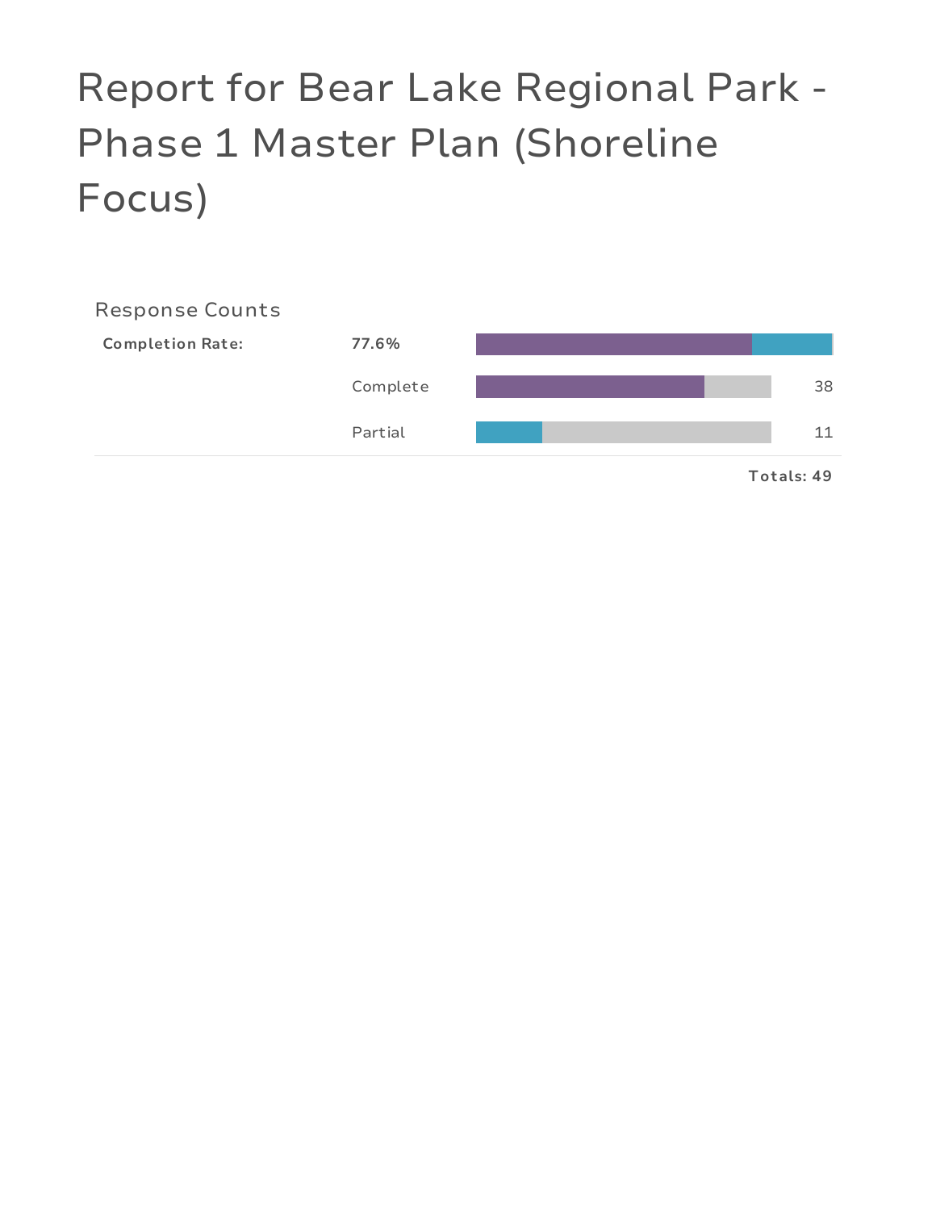# Report for Bear Lake Regional Park - Phase 1 Master Plan (Shoreline Focus)

## Response Counts

| Completion Rate: | 77.6% | |
|---|---|---|
| | Complete | 38 |
| | Partial | 11 |
| | | **Totals: 49** |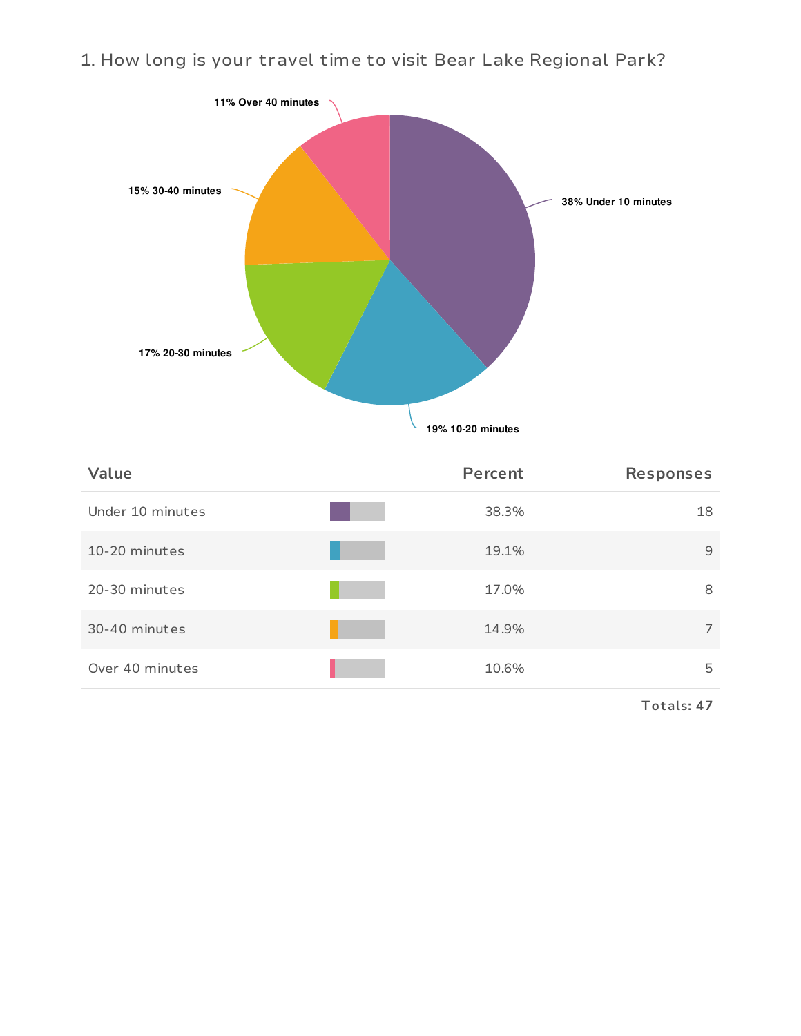## 1. How long is your travel time to visit Bear Lake Regional Park?

11% Over 40 minutes

15% 30-40 minutes

38% Under 10 minutes

17% 20-30 minutes

19% 10-20 minutes

| Value | Percent | Responses |
|---|---|---|
| Under 10 minutes | 38.3% | 18 |
| 10-20 minutes | 19.1% | 9 |
| 20-30 minutes | 17.0% | 8 |
| 30-40 minutes | 14.9% | 7 |
| Over 40 minutes | 10.6% | 5 |

**Totals: 47**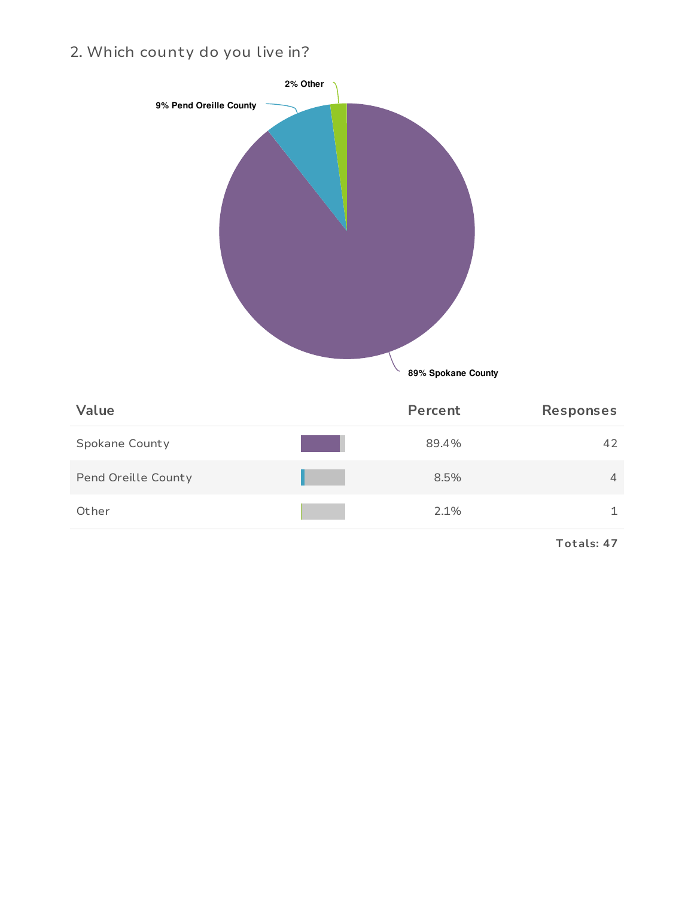## 2. Which county do you live in?

2% Other

9% Pend Oreille County

89% Spokane County

| Value | Percent | Responses |
|---|---|---|
| Spokane County | 89.4% | 42 |
| Pend Oreille County | 8.5% | 4 |
| Other | 2.1% | 1 |

**Totals: 47**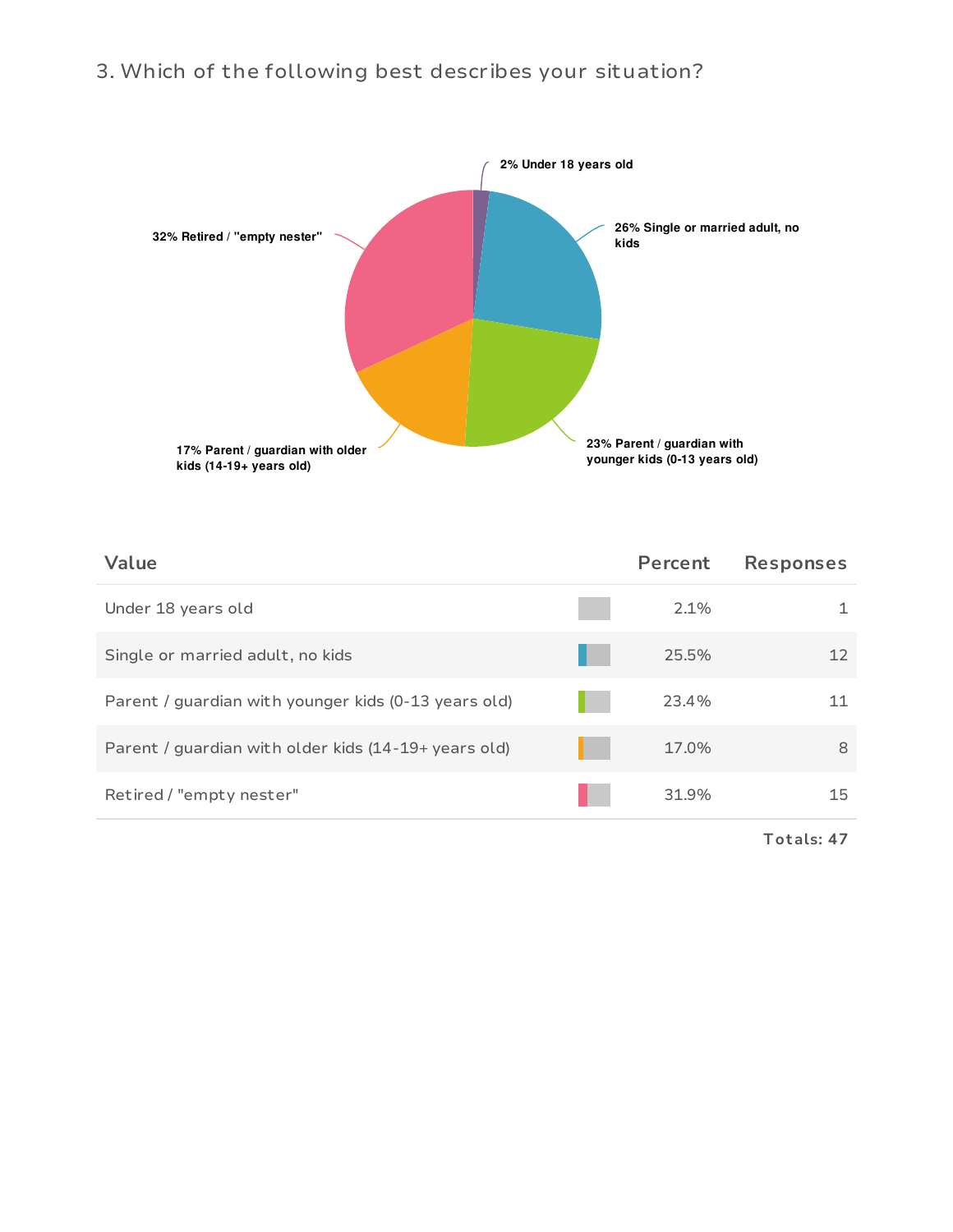### 3. Which of the following best describes your situation?

2% Under 18 years old

26% Single or married adult, no kids

23% Parent / guardian with younger kids (0-13 years old)

17% Parent / guardian with older kids (14-19+ years old)

32% Retired / "empty nester"

| Value | Percent | Responses |
|---|---|---|
| Under 18 years old | 2.1% | 1 |
| Single or married adult, no kids | 25.5% | 12 |
| Parent / guardian with younger kids (0-13 years old) | 23.4% | 11 |
| Parent / guardian with older kids (14-19+ years old) | 17.0% | 8 |
| Retired / "empty nester" | 31.9% | 15 |

**Totals: 47**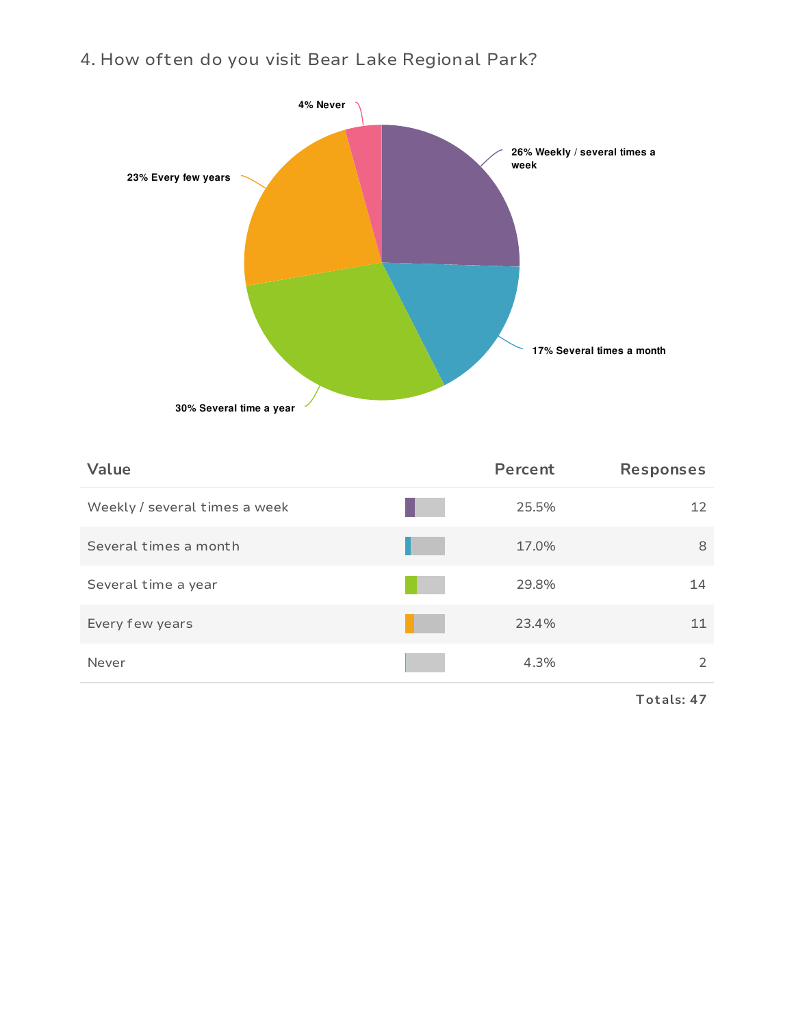## 4. How often do you visit Bear Lake Regional Park?

4% Never

26% Weekly / several times a week

23% Every few years

17% Several times a month

30% Several time a year

| Value | Percent | Responses |
|---|---|---|
| Weekly / several times a week | 25.5% | 12 |
| Several times a month | 17.0% | 8 |
| Several time a year | 29.8% | 14 |
| Every few years | 23.4% | 11 |
| Never | 4.3% | 2 |

**Totals: 47**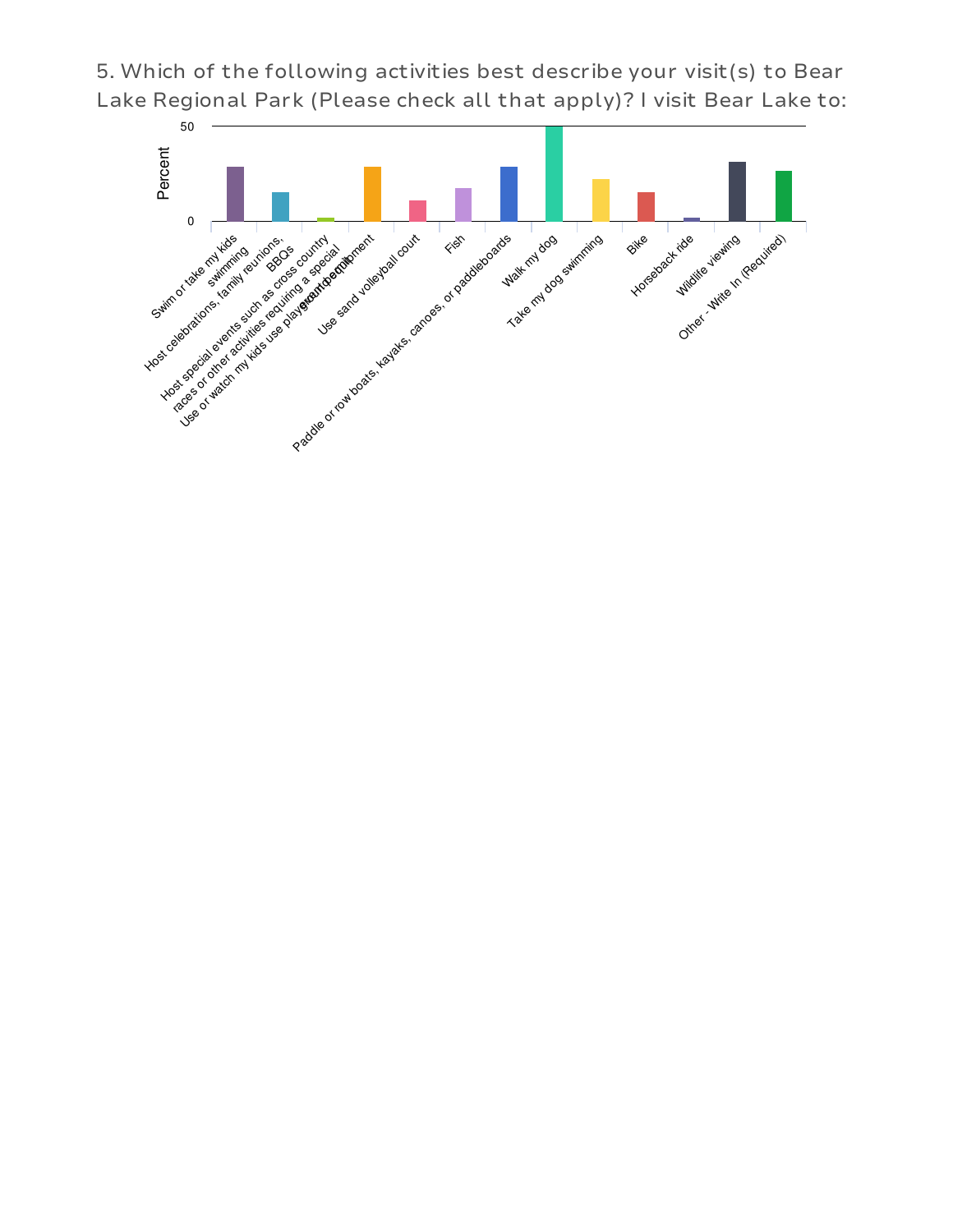5. Which of the following activities best describe your visit(s) to Bear Lake Regional Park (Please check all that apply)? I visit Bear Lake to:

Percent

50

0

Swim or take my kids swimming

Host celebrations, family reunions, BBQs

Host special events such as cross country races or other activities requiring a special event permit

Use or watch my kids use playground equipment

Use sand volleyball court

Fish

Paddle or row boats, kayaks, canoes, or paddleboards

Walk my dog

Take my dog swimming

Bike

Horseback ride

Wildlife viewing

Other - Write In (Required)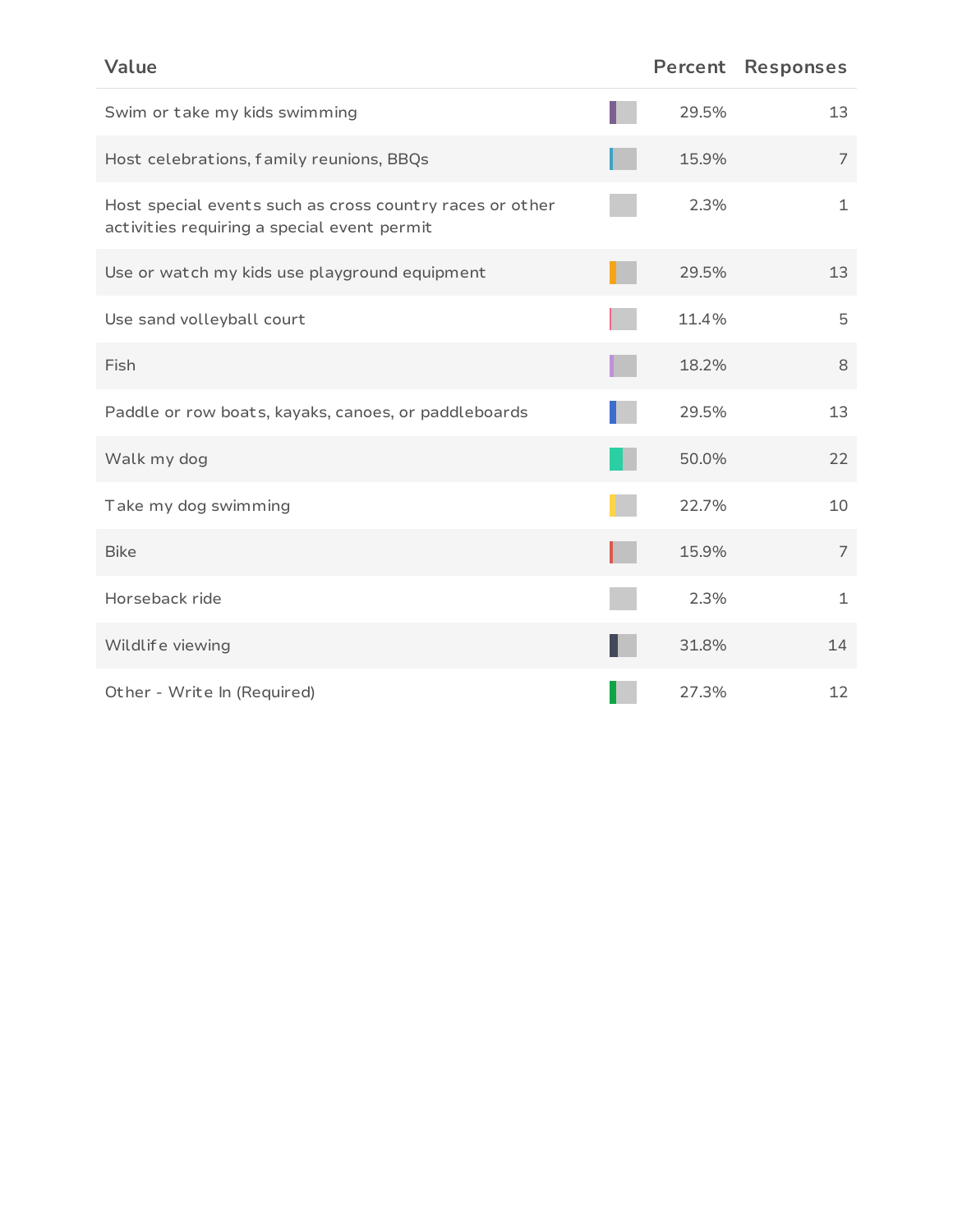| Value | Percent | Responses |
| --- | --- | --- |
| Swim or take my kids swimming | 29.5% | 13 |
| Host celebrations, family reunions, BBQs | 15.9% | 7 |
| Host special events such as cross country races or other activities requiring a special event permit | 2.3% | 1 |
| Use or watch my kids use playground equipment | 29.5% | 13 |
| Use sand volleyball court | 11.4% | 5 |
| Fish | 18.2% | 8 |
| Paddle or row boats, kayaks, canoes, or paddleboards | 29.5% | 13 |
| Walk my dog | 50.0% | 22 |
| Take my dog swimming | 22.7% | 10 |
| Bike | 15.9% | 7 |
| Horseback ride | 2.3% | 1 |
| Wildlife viewing | 31.8% | 14 |
| Other - Write In (Required) | 27.3% | 12 |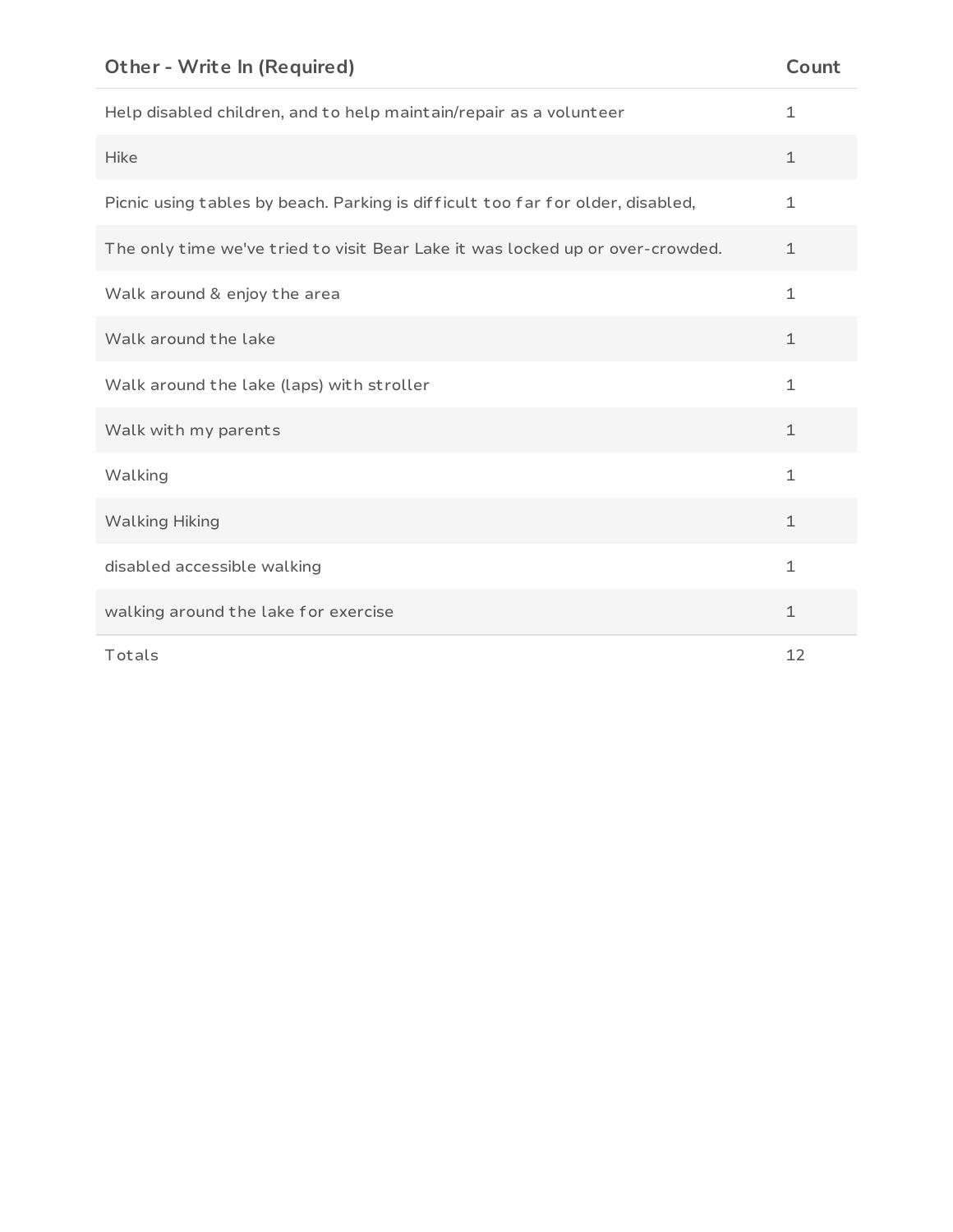| Other - Write In (Required) | Count |
|---|---|
| Help disabled children, and to help maintain/repair as a volunteer | 1 |
| Hike | 1 |
| Picnic using tables by beach. Parking is difficult too far for older, disabled, | 1 |
| The only time we've tried to visit Bear Lake it was locked up or over-crowded. | 1 |
| Walk around & enjoy the area | 1 |
| Walk around the lake | 1 |
| Walk around the lake (laps) with stroller | 1 |
| Walk with my parents | 1 |
| Walking | 1 |
| Walking Hiking | 1 |
| disabled accessible walking | 1 |
| walking around the lake for exercise | 1 |
| Totals | 12 |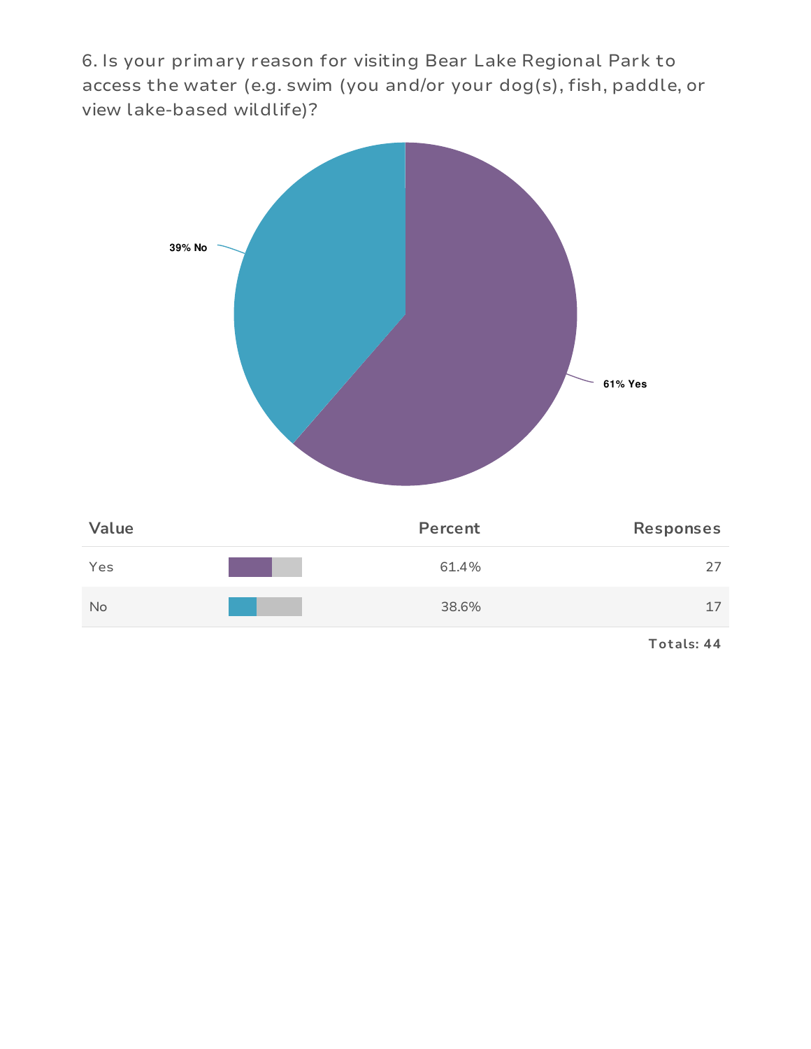6. Is your primary reason for visiting Bear Lake Regional Park to access the water (e.g. swim (you and/or your dog(s), fish, paddle, or view lake-based wildlife)?

39% No

61% Yes

| Value | Percent | Responses |
|---|---|---|
| Yes | 61.4% | 27 |
| No | 38.6% | 17 |

Totals: 44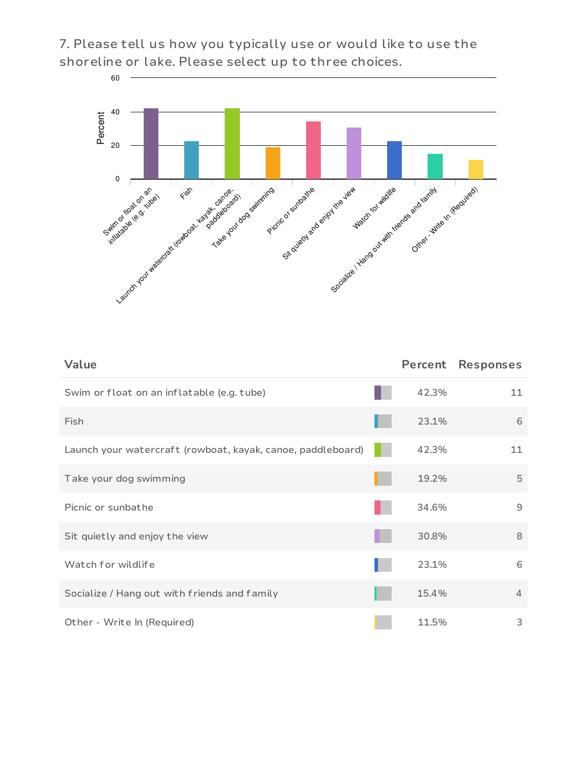## 7. Please tell us how you typically use or would like to use the shoreline or lake. Please select up to three choices.

| Value | Percent | Responses |
|---|---|---|
| Swim or float on an inflatable (e.g. tube) | 42.3% | 11 |
| Fish | 23.1% | 6 |
| Launch your watercraft (rowboat, kayak, canoe, paddleboard) | 42.3% | 11 |
| Take your dog swimming | 19.2% | 5 |
| Picnic or sunbathe | 34.6% | 9 |
| Sit quietly and enjoy the view | 30.8% | 8 |
| Watch for wildlife | 23.1% | 6 |
| Socialize / Hang out with friends and family | 15.4% | 4 |
| Other - Write In (Required) | 11.5% | 3 |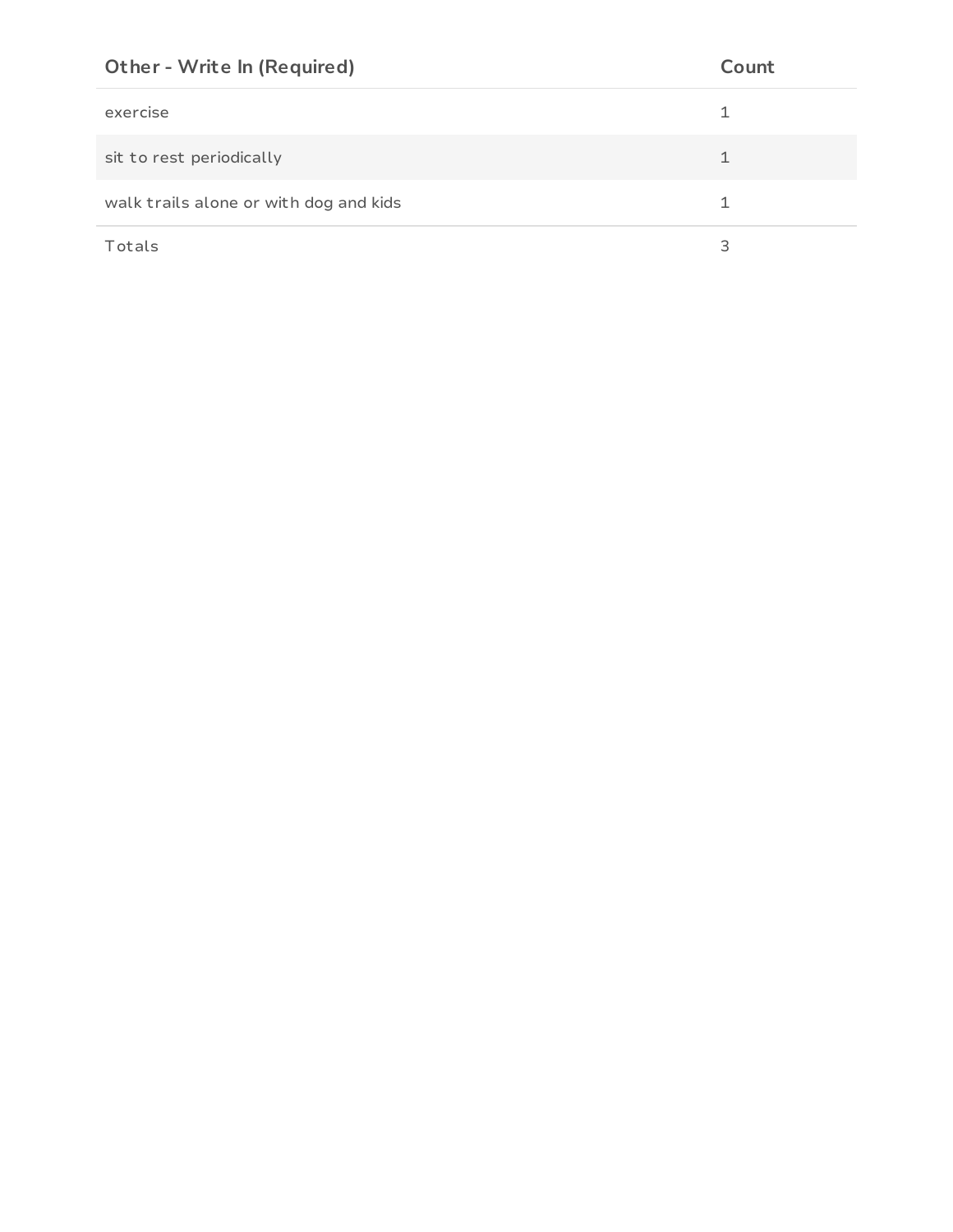| Other - Write In (Required) | Count |
| --- | --- |
| exercise | 1 |
| sit to rest periodically | 1 |
| walk trails alone or with dog and kids | 1 |
| Totals | 3 |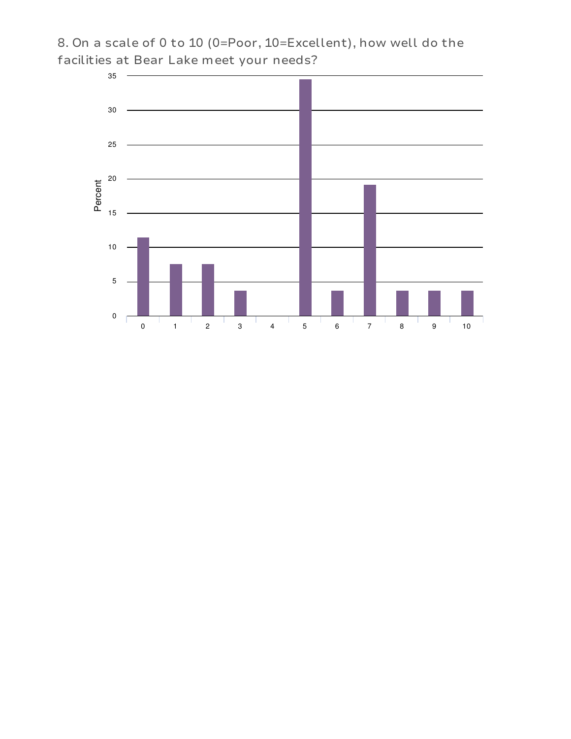8. On a scale of 0 to 10 (0=Poor, 10=Excellent), how well do the facilities at Bear Lake meet your needs?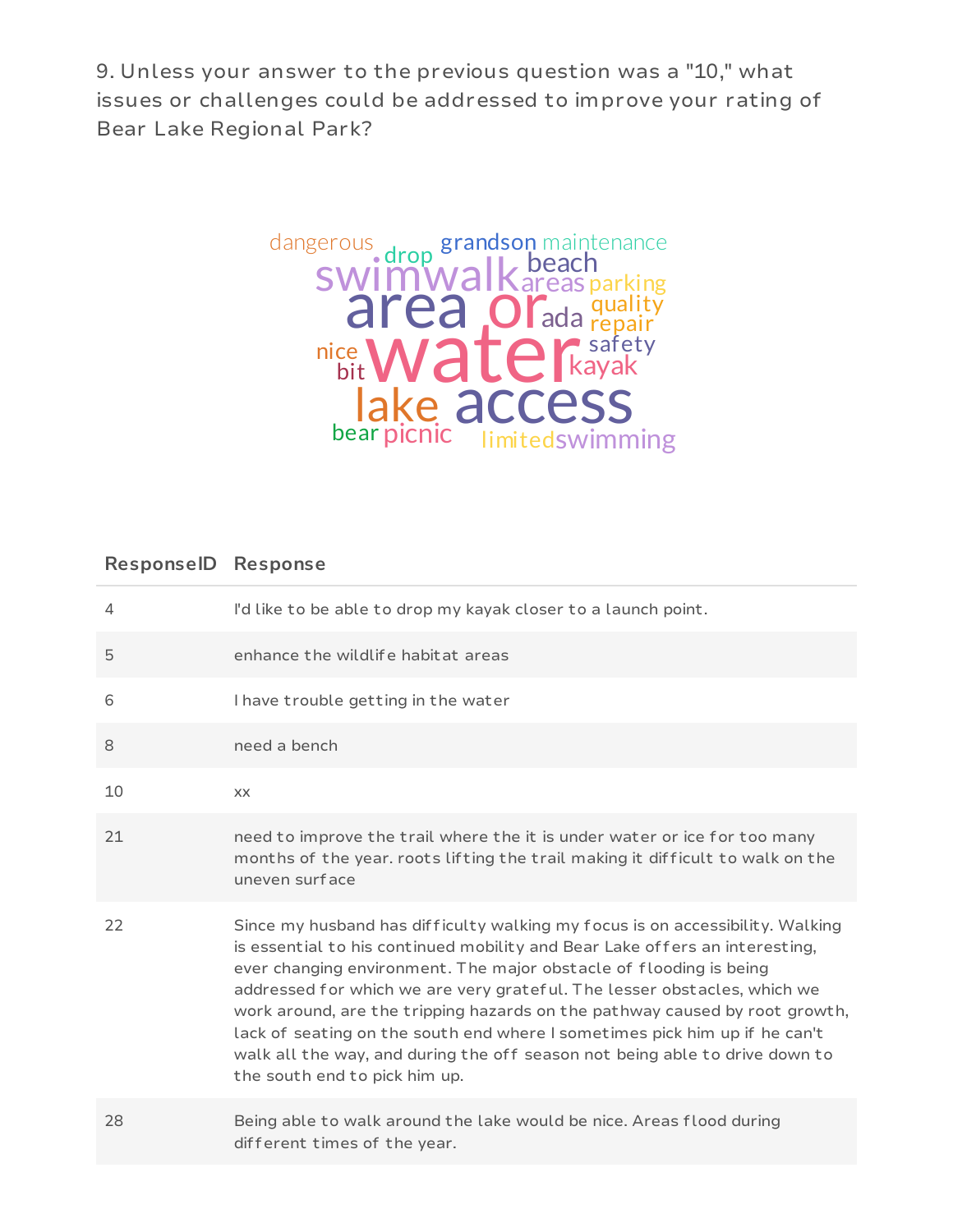9. Unless your answer to the previous question was a "10," what issues or challenges could be addressed to improve your rating of Bear Lake Regional Park?

dangerous drop grandson maintenance swim walk beach areas parking area or ada quality repair nice water safety bit kayak lake access bear picnic limited swimming

| ResponseID | Response |
|---|---|
| 4 | I'd like to be able to drop my kayak closer to a launch point. |
| 5 | enhance the wildlife habitat areas |
| 6 | I have trouble getting in the water |
| 8 | need a bench |
| 10 | xx |
| 21 | need to improve the trail where the it is under water or ice for too many months of the year. roots lifting the trail making it difficult to walk on the uneven surface |
| 22 | Since my husband has difficulty walking my focus is on accessibility. Walking is essential to his continued mobility and Bear Lake offers an interesting, ever changing environment. The major obstacle of flooding is being addressed for which we are very grateful. The lesser obstacles, which we work around, are the tripping hazards on the pathway caused by root growth, lack of seating on the south end where I sometimes pick him up if he can't walk all the way, and during the off season not being able to drive down to the south end to pick him up. |
| 28 | Being able to walk around the lake would be nice. Areas flood during different times of the year. |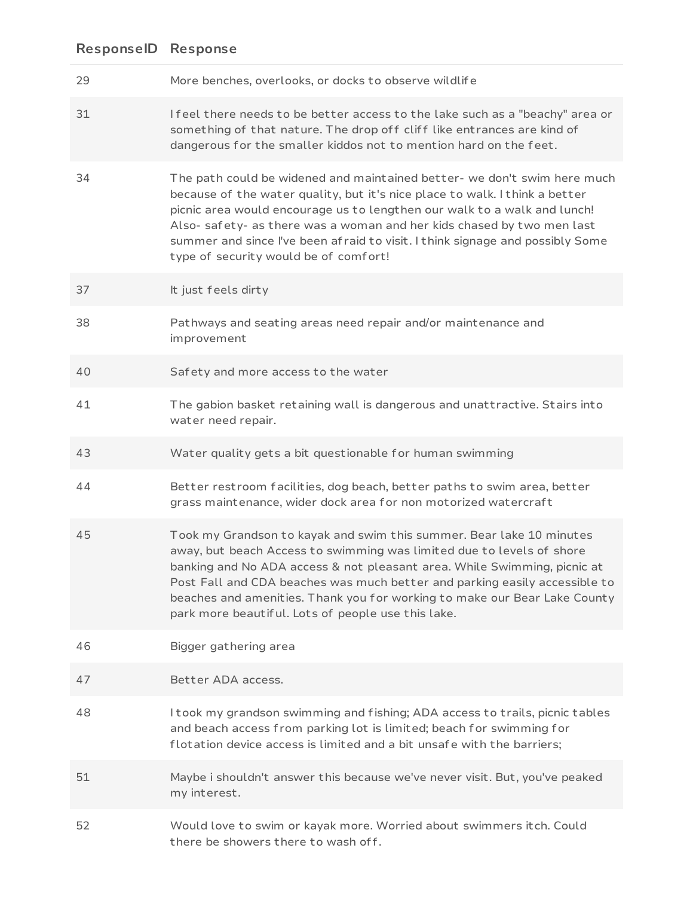| ResponseID | Response |
|---|---|
| 29 | More benches, overlooks, or docks to observe wildlife |
| 31 | I feel there needs to be better access to the lake such as a "beachy" area or something of that nature. The drop off cliff like entrances are kind of dangerous for the smaller kiddos not to mention hard on the feet. |
| 34 | The path could be widened and maintained better- we don't swim here much because of the water quality, but it's nice place to walk. I think a better picnic area would encourage us to lengthen our walk to a walk and lunch! Also- safety- as there was a woman and her kids chased by two men last summer and since I've been afraid to visit. I think signage and possibly Some type of security would be of comfort! |
| 37 | It just feels dirty |
| 38 | Pathways and seating areas need repair and/or maintenance and improvement |
| 40 | Safety and more access to the water |
| 41 | The gabion basket retaining wall is dangerous and unattractive. Stairs into water need repair. |
| 43 | Water quality gets a bit questionable for human swimming |
| 44 | Better restroom facilities, dog beach, better paths to swim area, better grass maintenance, wider dock area for non motorized watercraft |
| 45 | Took my Grandson to kayak and swim this summer. Bear lake 10 minutes away, but beach Access to swimming was limited due to levels of shore banking and No ADA access & not pleasant area. While Swimming, picnic at Post Fall and CDA beaches was much better and parking easily accessible to beaches and amenities. Thank you for working to make our Bear Lake County park more beautiful. Lots of people use this lake. |
| 46 | Bigger gathering area |
| 47 | Better ADA access. |
| 48 | I took my grandson swimming and fishing; ADA access to trails, picnic tables and beach access from parking lot is limited; beach for swimming for flotation device access is limited and a bit unsafe with the barriers; |
| 51 | Maybe i shouldn't answer this because we've never visit. But, you've peaked my interest. |
| 52 | Would love to swim or kayak more. Worried about swimmers itch. Could there be showers there to wash off. |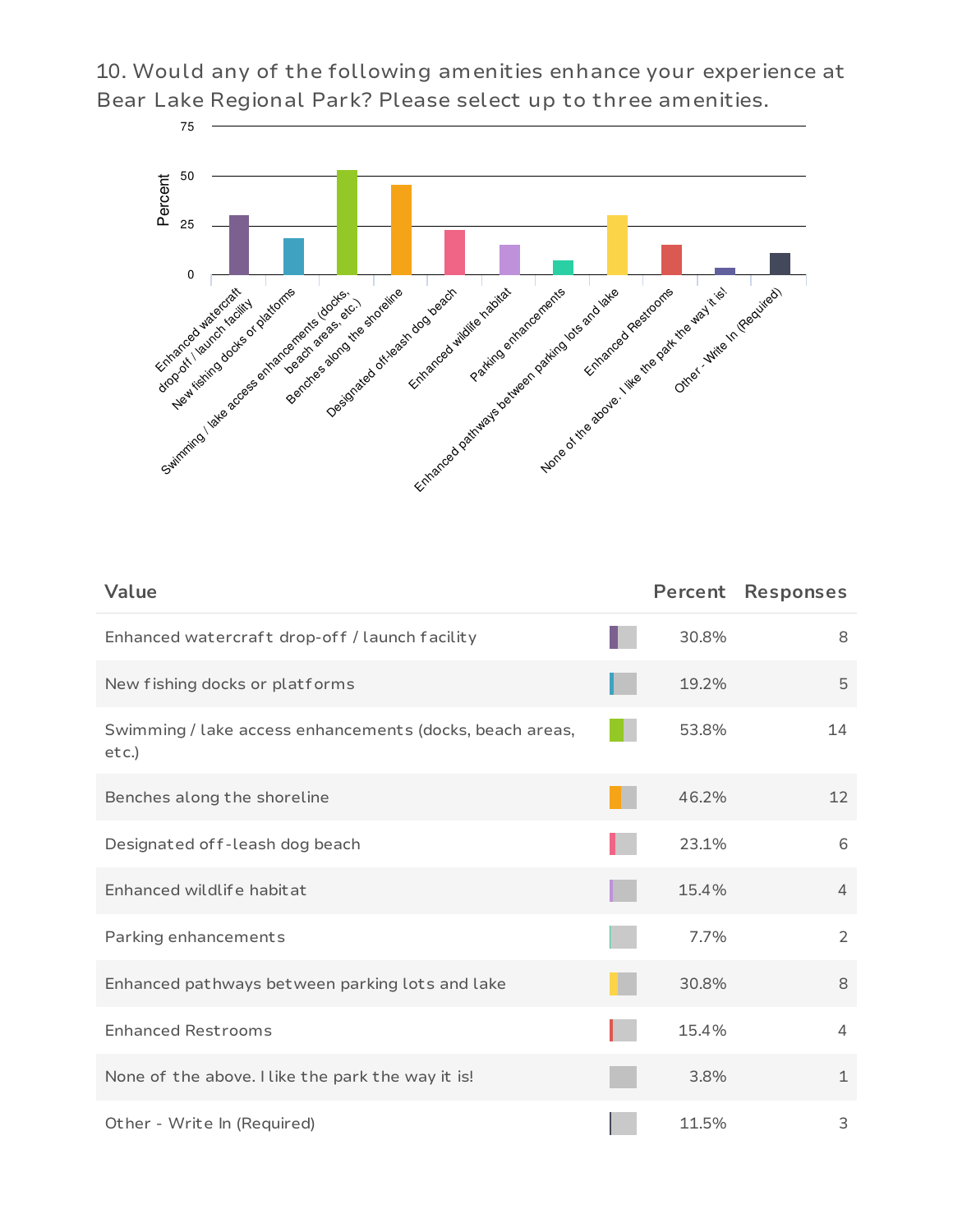10. Would any of the following amenities enhance your experience at Bear Lake Regional Park? Please select up to three amenities.

| Value | Percent | Responses |
|---|---|---|
| Enhanced watercraft drop-off / launch facility | 30.8% | 8 |
| New fishing docks or platforms | 19.2% | 5 |
| Swimming / lake access enhancements (docks, beach areas, etc.) | 53.8% | 14 |
| Benches along the shoreline | 46.2% | 12 |
| Designated off-leash dog beach | 23.1% | 6 |
| Enhanced wildlife habitat | 15.4% | 4 |
| Parking enhancements | 7.7% | 2 |
| Enhanced pathways between parking lots and lake | 30.8% | 8 |
| Enhanced Restrooms | 15.4% | 4 |
| None of the above. I like the park the way it is! | 3.8% | 1 |
| Other - Write In (Required) | 11.5% | 3 |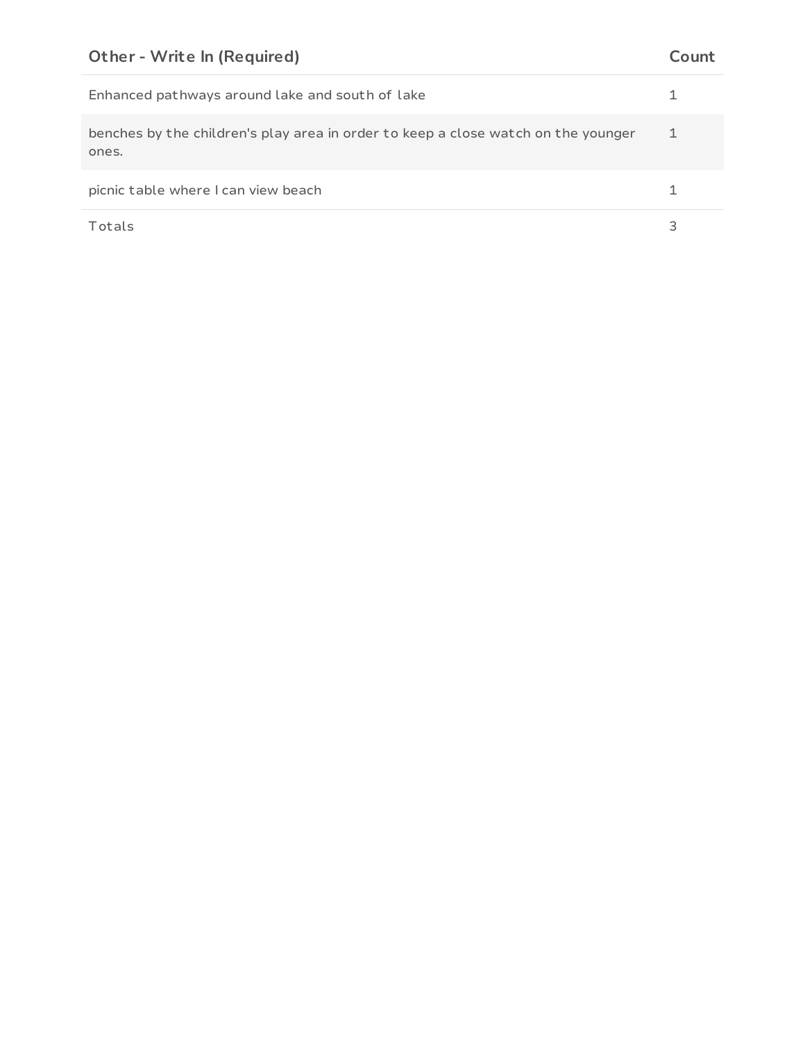| Other - Write In (Required) | Count |
| --- | --- |
| Enhanced pathways around lake and south of lake | 1 |
| benches by the children's play area in order to keep a close watch on the younger ones. | 1 |
| picnic table where I can view beach | 1 |
| Totals | 3 |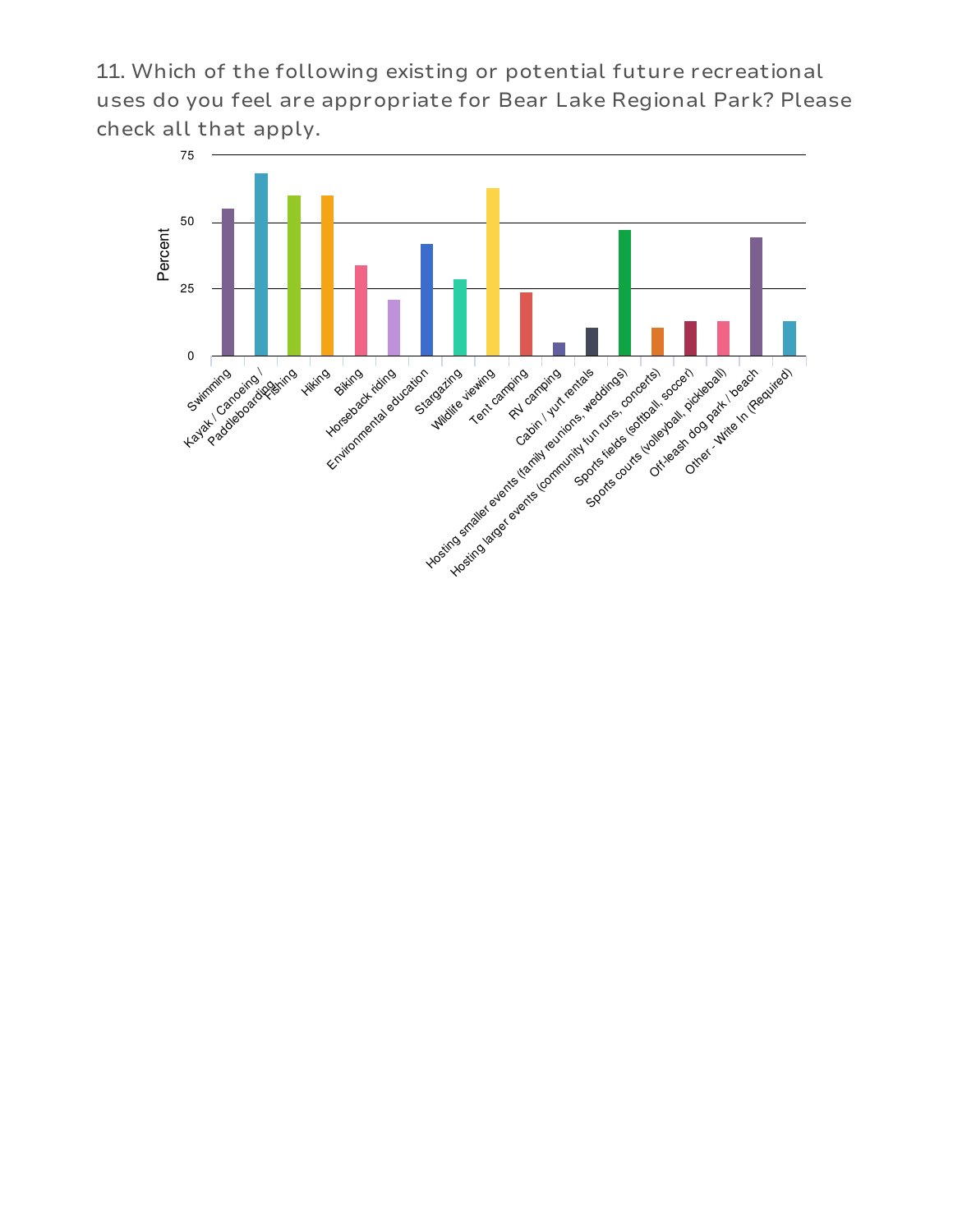11. Which of the following existing or potential future recreational uses do you feel are appropriate for Bear Lake Regional Park? Please check all that apply.

| Category | Percent |
|---|---|
| Swimming | ~55 |
| Kayak / Canoeing / Paddleboarding | ~68 |
| Fishing | ~60 |
| Hiking | ~60 |
| Biking | ~34 |
| Horseback riding | ~21 |
| Environmental education | ~42 |
| Stargazing | ~29 |
| Wildlife viewing | ~63 |
| Tent camping | ~24 |
| RV camping | ~5 |
| Cabin / yurt rentals | ~11 |
| Hosting smaller events (family reunions, weddings) | ~47 |
| Hosting larger events (community fun runs, concerts) | ~11 |
| Sports fields (softball, soccer) | ~13 |
| Sports courts (volleyball, pickleball) | ~13 |
| Off-leash dog park / beach | ~44 |
| Other - Write In (Required) | ~13 |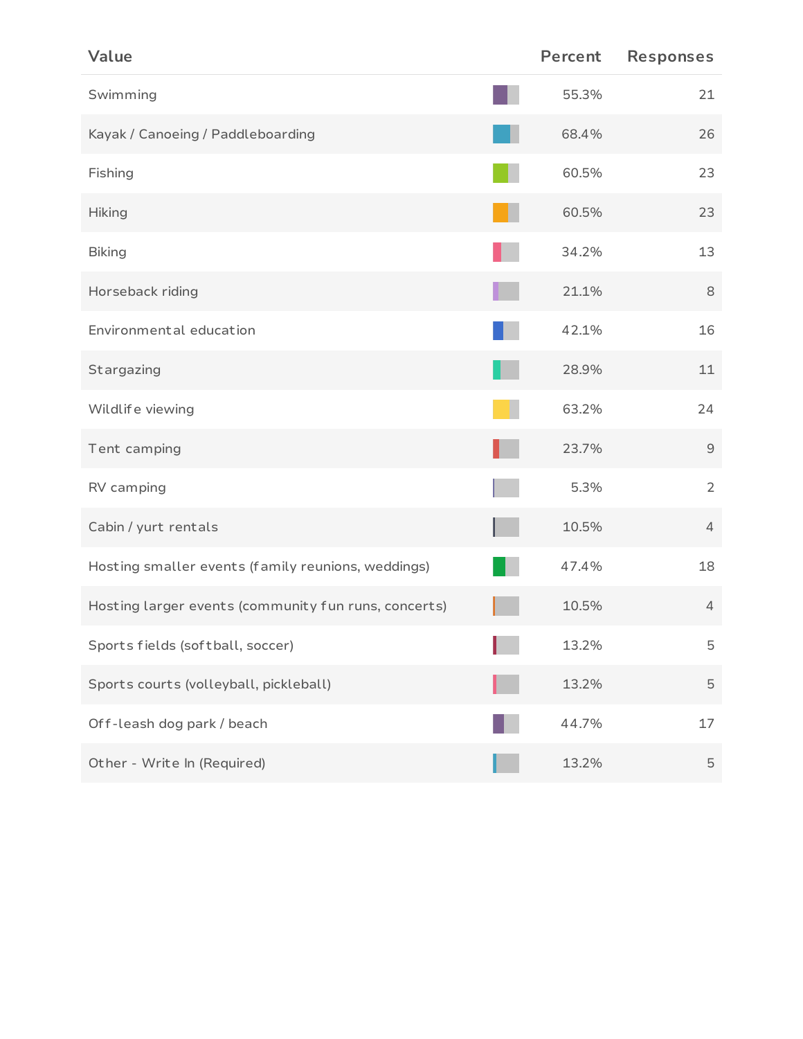| Value | Percent | Responses |
| --- | --- | --- |
| Swimming | 55.3% | 21 |
| Kayak / Canoeing / Paddleboarding | 68.4% | 26 |
| Fishing | 60.5% | 23 |
| Hiking | 60.5% | 23 |
| Biking | 34.2% | 13 |
| Horseback riding | 21.1% | 8 |
| Environmental education | 42.1% | 16 |
| Stargazing | 28.9% | 11 |
| Wildlife viewing | 63.2% | 24 |
| Tent camping | 23.7% | 9 |
| RV camping | 5.3% | 2 |
| Cabin / yurt rentals | 10.5% | 4 |
| Hosting smaller events (family reunions, weddings) | 47.4% | 18 |
| Hosting larger events (community fun runs, concerts) | 10.5% | 4 |
| Sports fields (softball, soccer) | 13.2% | 5 |
| Sports courts (volleyball, pickleball) | 13.2% | 5 |
| Off-leash dog park / beach | 44.7% | 17 |
| Other - Write In (Required) | 13.2% | 5 |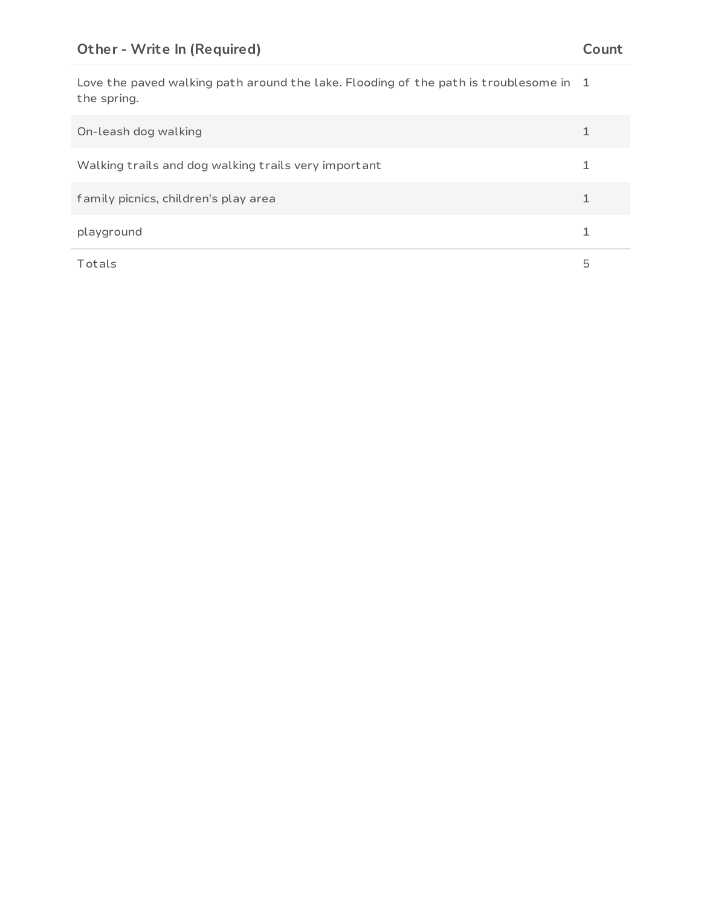| Other - Write In (Required) | Count |
| --- | --- |
| Love the paved walking path around the lake. Flooding of the path is troublesome in the spring. | 1 |
| On-leash dog walking | 1 |
| Walking trails and dog walking trails very important | 1 |
| family picnics, children's play area | 1 |
| playground | 1 |
| Totals | 5 |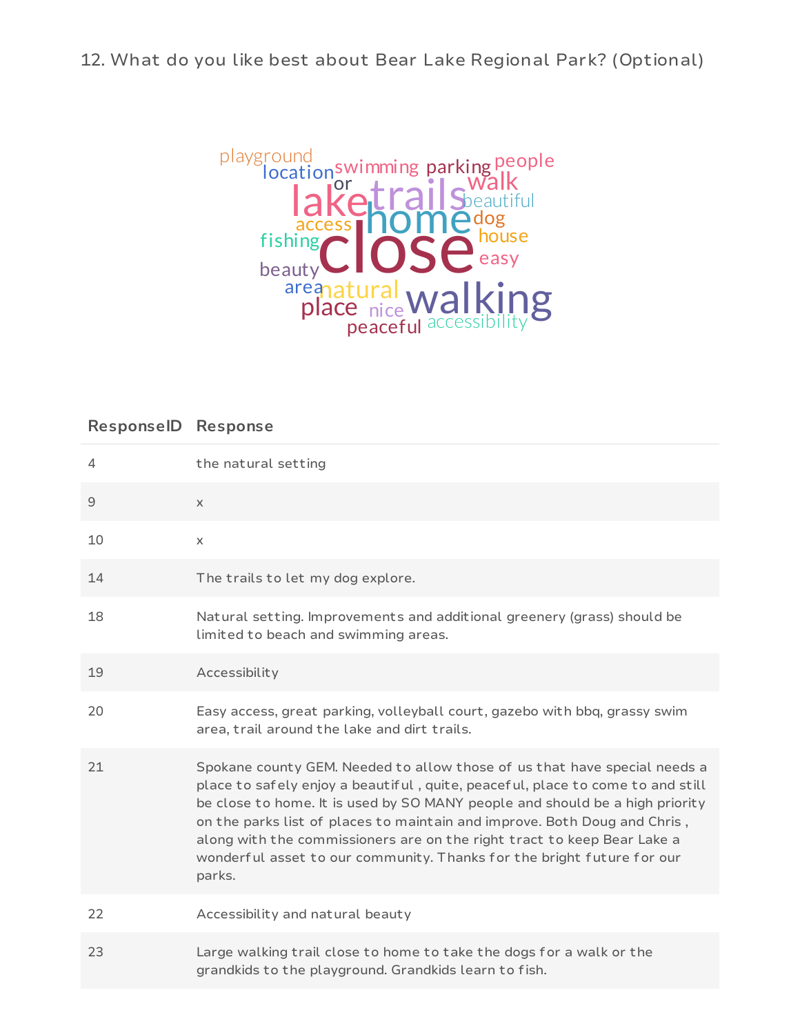12. What do you like best about Bear Lake Regional Park? (Optional)

| ResponseID | Response |
|---|---|
| 4 | the natural setting |
| 9 | x |
| 10 | x |
| 14 | The trails to let my dog explore. |
| 18 | Natural setting. Improvements and additional greenery (grass) should be limited to beach and swimming areas. |
| 19 | Accessibility |
| 20 | Easy access, great parking, volleyball court, gazebo with bbq, grassy swim area, trail around the lake and dirt trails. |
| 21 | Spokane county GEM. Needed to allow those of us that have special needs a place to safely enjoy a beautiful , quite, peaceful, place to come to and still be close to home. It is used by SO MANY people and should be a high priority on the parks list of places to maintain and improve. Both Doug and Chris , along with the commissioners are on the right tract to keep Bear Lake a wonderful asset to our community. Thanks for the bright future for our parks. |
| 22 | Accessibility and natural beauty |
| 23 | Large walking trail close to home to take the dogs for a walk or the grandkids to the playground. Grandkids learn to fish. |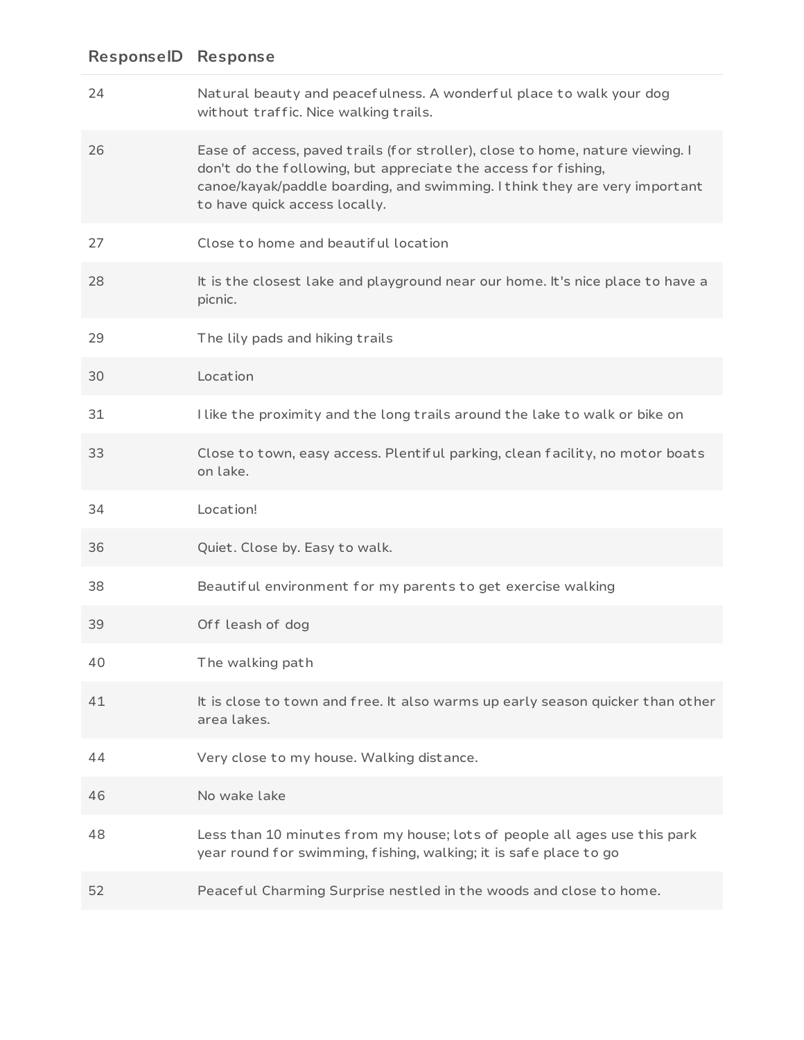| ResponseID | Response |
| --- | --- |
| 24 | Natural beauty and peacefulness. A wonderful place to walk your dog without traffic. Nice walking trails. |
| 26 | Ease of access, paved trails (for stroller), close to home, nature viewing. I don't do the following, but appreciate the access for fishing, canoe/kayak/paddle boarding, and swimming. I think they are very important to have quick access locally. |
| 27 | Close to home and beautiful location |
| 28 | It is the closest lake and playground near our home. It's nice place to have a picnic. |
| 29 | The lily pads and hiking trails |
| 30 | Location |
| 31 | I like the proximity and the long trails around the lake to walk or bike on |
| 33 | Close to town, easy access. Plentiful parking, clean facility, no motor boats on lake. |
| 34 | Location! |
| 36 | Quiet. Close by. Easy to walk. |
| 38 | Beautiful environment for my parents to get exercise walking |
| 39 | Off leash of dog |
| 40 | The walking path |
| 41 | It is close to town and free. It also warms up early season quicker than other area lakes. |
| 44 | Very close to my house. Walking distance. |
| 46 | No wake lake |
| 48 | Less than 10 minutes from my house; lots of people all ages use this park year round for swimming, fishing, walking; it is safe place to go |
| 52 | Peaceful Charming Surprise nestled in the woods and close to home. |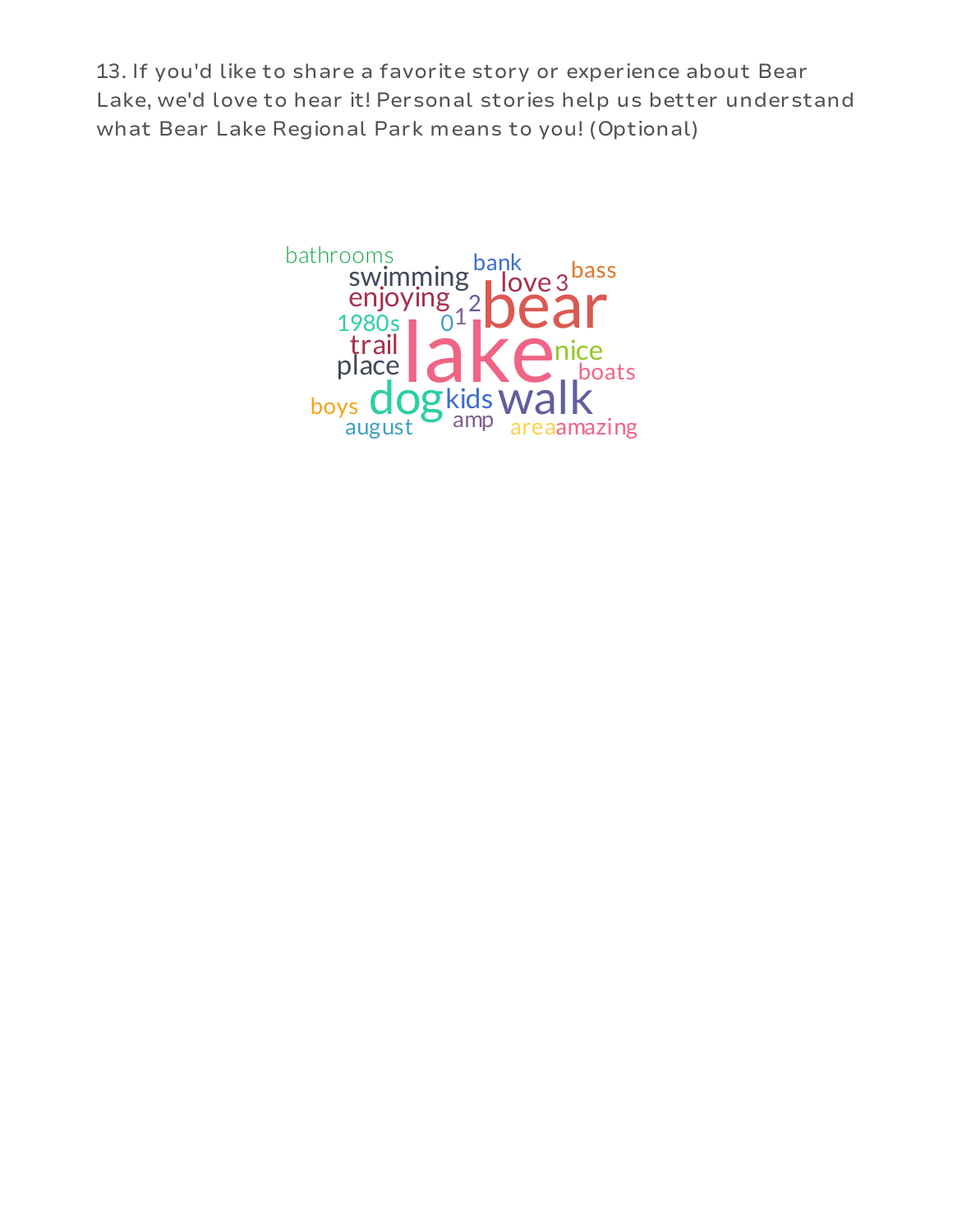13. If you'd like to share a favorite story or experience about Bear Lake, we'd love to hear it! Personal stories help us better understand what Bear Lake Regional Park means to you! (Optional)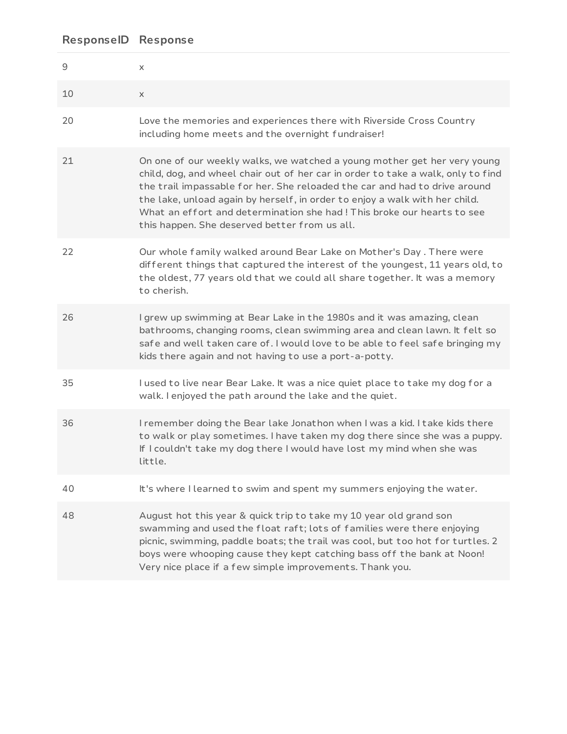| ResponseID | Response |
|---|---|
| 9 | x |
| 10 | x |
| 20 | Love the memories and experiences there with Riverside Cross Country including home meets and the overnight fundraiser! |
| 21 | On one of our weekly walks, we watched a young mother get her very young child, dog, and wheel chair out of her car in order to take a walk, only to find the trail impassable for her. She reloaded the car and had to drive around the lake, unload again by herself, in order to enjoy a walk with her child. What an effort and determination she had ! This broke our hearts to see this happen. She deserved better from us all. |
| 22 | Our whole family walked around Bear Lake on Mother's Day . There were different things that captured the interest of the youngest, 11 years old, to the oldest, 77 years old that we could all share together. It was a memory to cherish. |
| 26 | I grew up swimming at Bear Lake in the 1980s and it was amazing, clean bathrooms, changing rooms, clean swimming area and clean lawn. It felt so safe and well taken care of. I would love to be able to feel safe bringing my kids there again and not having to use a port-a-potty. |
| 35 | I used to live near Bear Lake. It was a nice quiet place to take my dog for a walk. I enjoyed the path around the lake and the quiet. |
| 36 | I remember doing the Bear lake Jonathon when I was a kid. I take kids there to walk or play sometimes. I have taken my dog there since she was a puppy. If I couldn't take my dog there I would have lost my mind when she was little. |
| 40 | It's where I learned to swim and spent my summers enjoying the water. |
| 48 | August hot this year & quick trip to take my 10 year old grand son swamming and used the float raft; lots of families were there enjoying picnic, swimming, paddle boats; the trail was cool, but too hot for turtles. 2 boys were whooping cause they kept catching bass off the bank at Noon! Very nice place if a few simple improvements. Thank you. |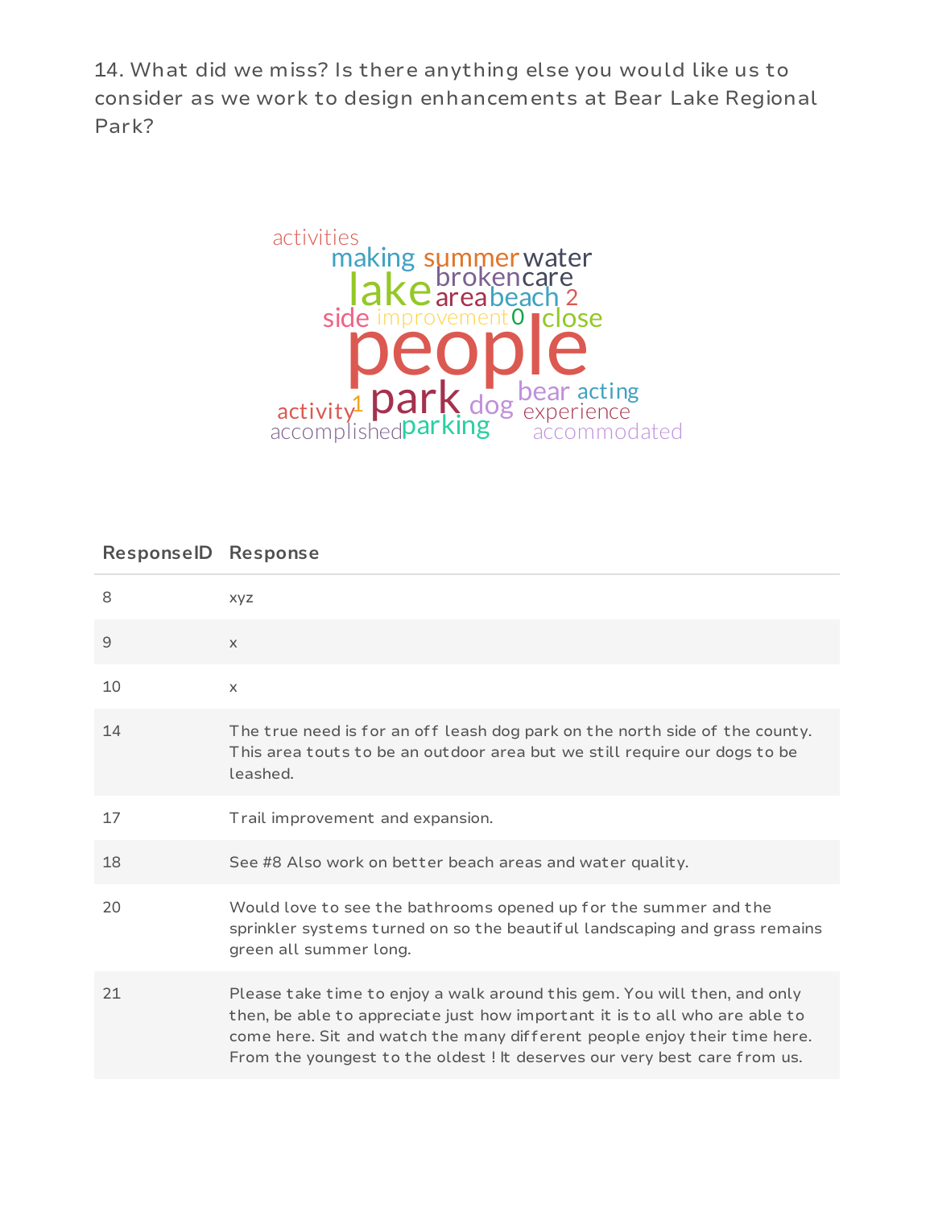14. What did we miss? Is there anything else you would like us to consider as we work to design enhancements at Bear Lake Regional Park?

| ResponseID | Response |
| --- | --- |
| 8 | xyz |
| 9 | x |
| 10 | x |
| 14 | The true need is for an off leash dog park on the north side of the county. This area touts to be an outdoor area but we still require our dogs to be leashed. |
| 17 | Trail improvement and expansion. |
| 18 | See #8 Also work on better beach areas and water quality. |
| 20 | Would love to see the bathrooms opened up for the summer and the sprinkler systems turned on so the beautiful landscaping and grass remains green all summer long. |
| 21 | Please take time to enjoy a walk around this gem. You will then, and only then, be able to appreciate just how important it is to all who are able to come here. Sit and watch the many different people enjoy their time here. From the youngest to the oldest ! It deserves our very best care from us. |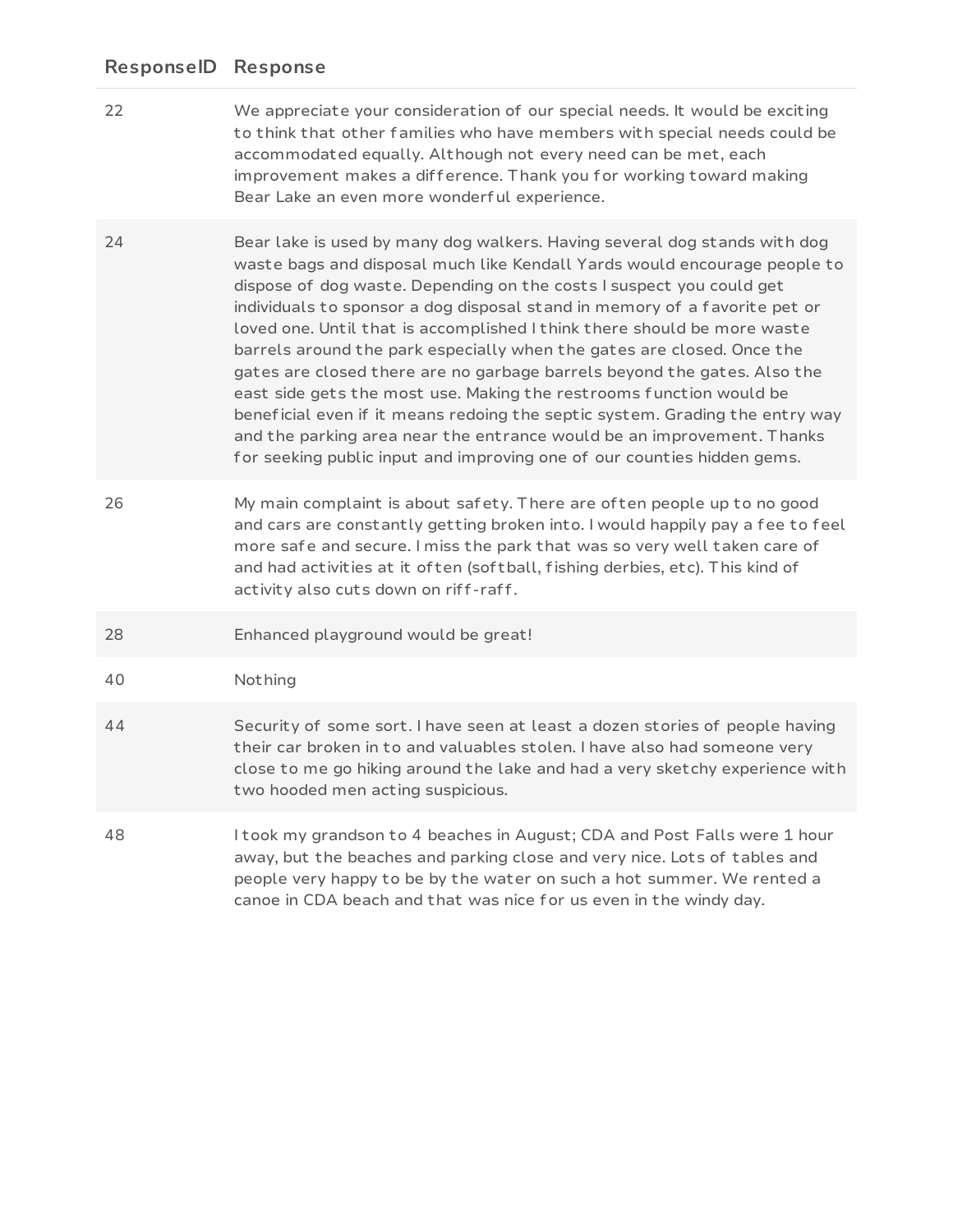| ResponseID | Response |
|---|---|
| 22 | We appreciate your consideration of our special needs. It would be exciting to think that other families who have members with special needs could be accommodated equally. Although not every need can be met, each improvement makes a difference. Thank you for working toward making Bear Lake an even more wonderful experience. |
| 24 | Bear lake is used by many dog walkers. Having several dog stands with dog waste bags and disposal much like Kendall Yards would encourage people to dispose of dog waste. Depending on the costs I suspect you could get individuals to sponsor a dog disposal stand in memory of a favorite pet or loved one. Until that is accomplished I think there should be more waste barrels around the park especially when the gates are closed. Once the gates are closed there are no garbage barrels beyond the gates. Also the east side gets the most use. Making the restrooms function would be beneficial even if it means redoing the septic system. Grading the entry way and the parking area near the entrance would be an improvement. Thanks for seeking public input and improving one of our counties hidden gems. |
| 26 | My main complaint is about safety. There are often people up to no good and cars are constantly getting broken into. I would happily pay a fee to feel more safe and secure. I miss the park that was so very well taken care of and had activities at it often (softball, fishing derbies, etc). This kind of activity also cuts down on riff-raff. |
| 28 | Enhanced playground would be great! |
| 40 | Nothing |
| 44 | Security of some sort. I have seen at least a dozen stories of people having their car broken in to and valuables stolen. I have also had someone very close to me go hiking around the lake and had a very sketchy experience with two hooded men acting suspicious. |
| 48 | I took my grandson to 4 beaches in August; CDA and Post Falls were 1 hour away, but the beaches and parking close and very nice. Lots of tables and people very happy to be by the water on such a hot summer. We rented a canoe in CDA beach and that was nice for us even in the windy day. |